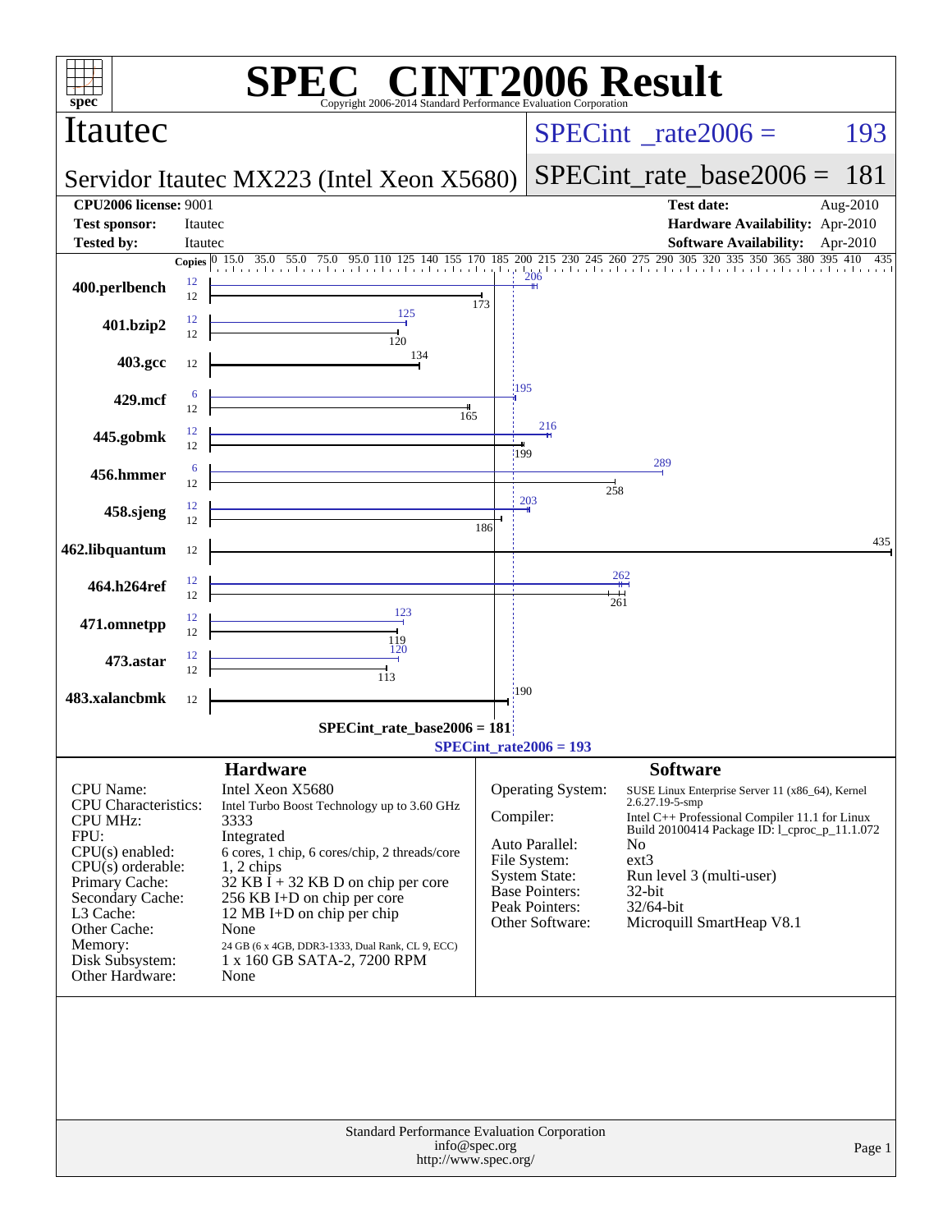# SPEC CINT2006 Result

Copyright 2006-2014 Standard Performance Evaluation Corporation

## Itautec

**Servidor Itautec MX223 (Intel Xeon X5680)**

SPECint_rate2006 = 193

SPECint_rate_base2006 = 181

| | | | |
|---|---|---|---|
| **CPU2006 license:** 9001 | | **Test date:** | Aug-2010 |
| **Test sponsor:** | Itautec | **Hardware Availability:** | Apr-2010 |
| **Tested by:** | Itautec | **Software Availability:** | Apr-2010 |

| Benchmark | Copies (peak) | Peak | Copies (base) | Base |
|---|---|---|---|---|
| 400.perlbench | 12 | 206 | 12 | 173 |
| 401.bzip2 | 12 | 125 | 12 | 120 |
| 403.gcc | | | 12 | 134 |
| 429.mcf | 6 | 195 | 12 | 165 |
| 445.gobmk | 12 | 216 | 12 | 199 |
| 456.hmmer | 6 | 289 | 12 | 258 |
| 458.sjeng | 12 | 203 | 12 | 186 |
| 462.libquantum | | | 12 | 435 |
| 464.h264ref | 12 | 262 | 12 | 261 |
| 471.omnetpp | 12 | 123 | 12 | 119 |
| 473.astar | 12 | 120 | 12 | 113 |
| 483.xalancbmk | | | 12 | 190 |

SPECint_rate_base2006 = 181

SPECint_rate2006 = 193

### Hardware

| | |
|---|---|
| CPU Name: | Intel Xeon X5680 |
| CPU Characteristics: | Intel Turbo Boost Technology up to 3.60 GHz |
| CPU MHz: | 3333 |
| FPU: | Integrated |
| CPU(s) enabled: | 6 cores, 1 chip, 6 cores/chip, 2 threads/core |
| CPU(s) orderable: | 1, 2 chips |
| Primary Cache: | 32 KB I + 32 KB D on chip per core |
| Secondary Cache: | 256 KB I+D on chip per core |
| L3 Cache: | 12 MB I+D on chip per chip |
| Other Cache: | None |
| Memory: | 24 GB (6 x 4GB, DDR3-1333, Dual Rank, CL 9, ECC) |
| Disk Subsystem: | 1 x 160 GB SATA-2, 7200 RPM |
| Other Hardware: | None |

### Software

| | |
|---|---|
| Operating System: | SUSE Linux Enterprise Server 11 (x86_64), Kernel 2.6.27.19-5-smp |
| Compiler: | Intel C++ Professional Compiler 11.1 for Linux Build 20100414 Package ID: l_cproc_p_11.1.072 |
| Auto Parallel: | No |
| File System: | ext3 |
| System State: | Run level 3 (multi-user) |
| Base Pointers: | 32-bit |
| Peak Pointers: | 32/64-bit |
| Other Software: | Microquill SmartHeap V8.1 |

Standard Performance Evaluation Corporation
info@spec.org
http://www.spec.org/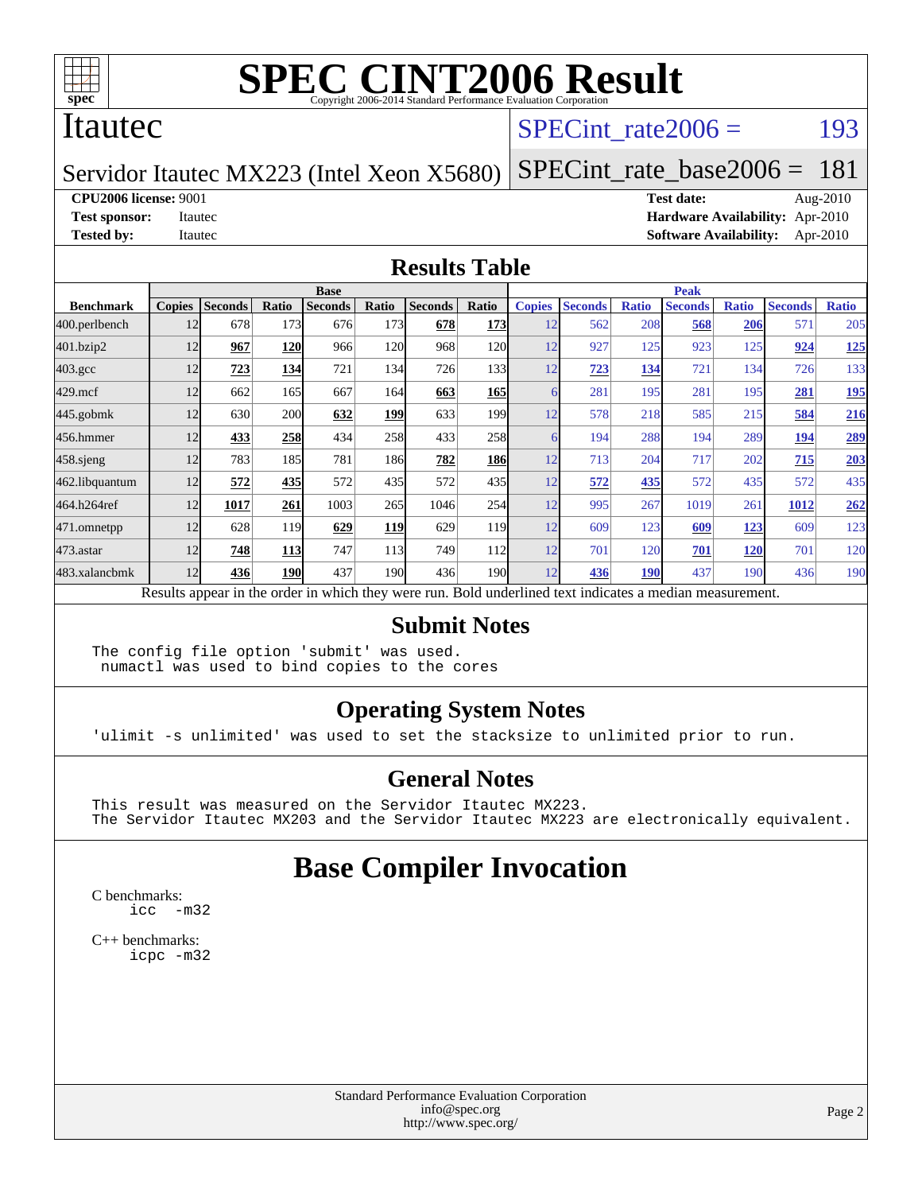# SPEC CINT2006 Result

Copyright 2006-2014 Standard Performance Evaluation Corporation

## Itautec

**Servidor Itautec MX223 (Intel Xeon X5680)**

SPECint_rate2006 = 193

SPECint_rate_base2006 = 181

| | | | |
|---|---|---|---|
| **CPU2006 license:** 9001 | | **Test date:** | Aug-2010 |
| **Test sponsor:** | Itautec | **Hardware Availability:** | Apr-2010 |
| **Tested by:** | Itautec | **Software Availability:** | Apr-2010 |

## Results Table

| Benchmark | Base | | | | | | | Peak | | | | | | |
|---|---|---|---|---|---|---|---|---|---|---|---|---|---|---|
| | Copies | Seconds | Ratio | Seconds | Ratio | Seconds | Ratio | Copies | Seconds | Ratio | Seconds | Ratio | Seconds | Ratio |
| 400.perlbench | 12 | 678 | 173 | 676 | 173 | **678** | **173** | 12 | 562 | 208 | **568** | **206** | 571 | 205 |
| 401.bzip2 | 12 | **967** | **120** | 966 | 120 | 968 | 120 | 12 | 927 | 125 | 923 | 125 | **924** | **125** |
| 403.gcc | 12 | **723** | **134** | 721 | 134 | 726 | 133 | 12 | **723** | **134** | 721 | 134 | 726 | 133 |
| 429.mcf | 12 | 662 | 165 | 667 | 164 | **663** | **165** | 6 | 281 | 195 | 281 | 195 | **281** | **195** |
| 445.gobmk | 12 | 630 | 200 | **632** | **199** | 633 | 199 | 12 | 578 | 218 | 585 | 215 | **584** | **216** |
| 456.hmmer | 12 | **433** | **258** | 434 | 258 | 433 | 258 | 6 | 194 | 288 | 194 | 289 | **194** | **289** |
| 458.sjeng | 12 | 783 | 185 | 781 | 186 | **782** | **186** | 12 | 713 | 204 | 717 | 202 | **715** | **203** |
| 462.libquantum | 12 | **572** | **435** | 572 | 435 | 572 | 435 | 12 | **572** | **435** | 572 | 435 | 572 | 435 |
| 464.h264ref | 12 | **1017** | **261** | 1003 | 265 | 1046 | 254 | 12 | 995 | 267 | 1019 | 261 | **1012** | **262** |
| 471.omnetpp | 12 | 628 | 119 | **629** | **119** | 629 | 119 | 12 | 609 | 123 | **609** | **123** | 609 | 123 |
| 473.astar | 12 | **748** | **113** | 747 | 113 | 749 | 112 | 12 | 701 | 120 | **701** | **120** | 701 | 120 |
| 483.xalancbmk | 12 | **436** | **190** | 437 | 190 | 436 | 190 | 12 | **436** | **190** | 437 | 190 | 436 | 190 |

Results appear in the order in which they were run. Bold underlined text indicates a median measurement.

## Submit Notes

```
The config file option 'submit' was used.
 numactl was used to bind copies to the cores
```

## Operating System Notes

```
'ulimit -s unlimited' was used to set the stacksize to unlimited prior to run.
```

## General Notes

```
This result was measured on the Servidor Itautec MX223.
The Servidor Itautec MX203 and the Servidor Itautec MX223 are electronically equivalent.
```

# Base Compiler Invocation

C benchmarks:

```
icc  -m32
```

C++ benchmarks:

```
icpc -m32
```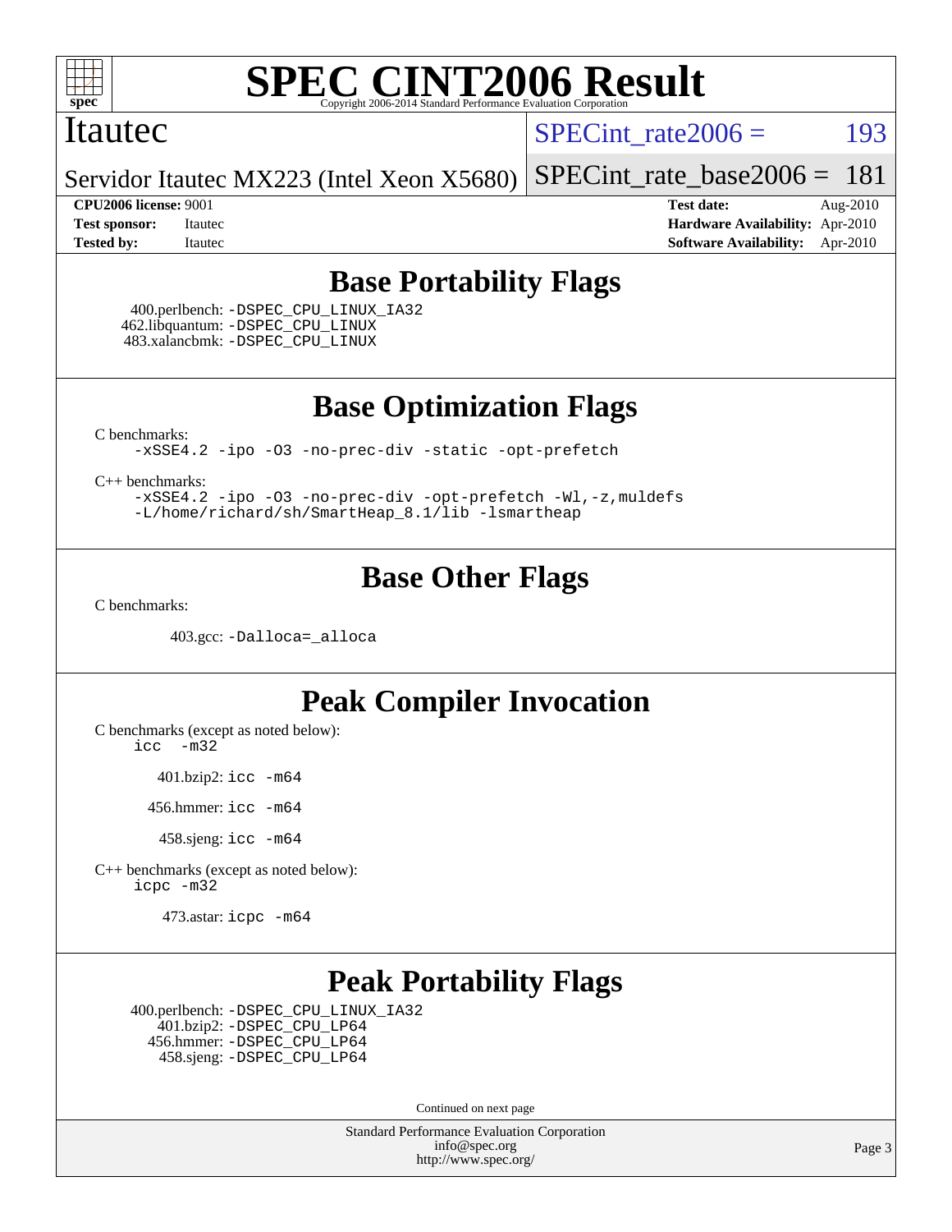# SPEC CINT2006 Result

Itautec

Servidor Itautec MX223 (Intel Xeon X5680)

SPECint_rate2006 = 193

SPECint_rate_base2006 = 181

**CPU2006 license:** 9001
**Test sponsor:** Itautec
**Tested by:** Itautec

**Test date:** Aug-2010
**Hardware Availability:** Apr-2010
**Software Availability:** Apr-2010

## Base Portability Flags

400.perlbench: -DSPEC_CPU_LINUX_IA32
462.libquantum: -DSPEC_CPU_LINUX
483.xalancbmk: -DSPEC_CPU_LINUX

## Base Optimization Flags

C benchmarks:
```
-xSSE4.2 -ipo -O3 -no-prec-div -static -opt-prefetch
```

C++ benchmarks:
```
-xSSE4.2 -ipo -O3 -no-prec-div -opt-prefetch -Wl,-z,muldefs
-L/home/richard/sh/SmartHeap_8.1/lib -lsmartheap
```

## Base Other Flags

C benchmarks:

403.gcc: -Dalloca=_alloca

## Peak Compiler Invocation

C benchmarks (except as noted below):
icc -m32

401.bzip2: icc -m64

456.hmmer: icc -m64

458.sjeng: icc -m64

C++ benchmarks (except as noted below):
icpc -m32

473.astar: icpc -m64

## Peak Portability Flags

400.perlbench: -DSPEC_CPU_LINUX_IA32
401.bzip2: -DSPEC_CPU_LP64
456.hmmer: -DSPEC_CPU_LP64
458.sjeng: -DSPEC_CPU_LP64

Continued on next page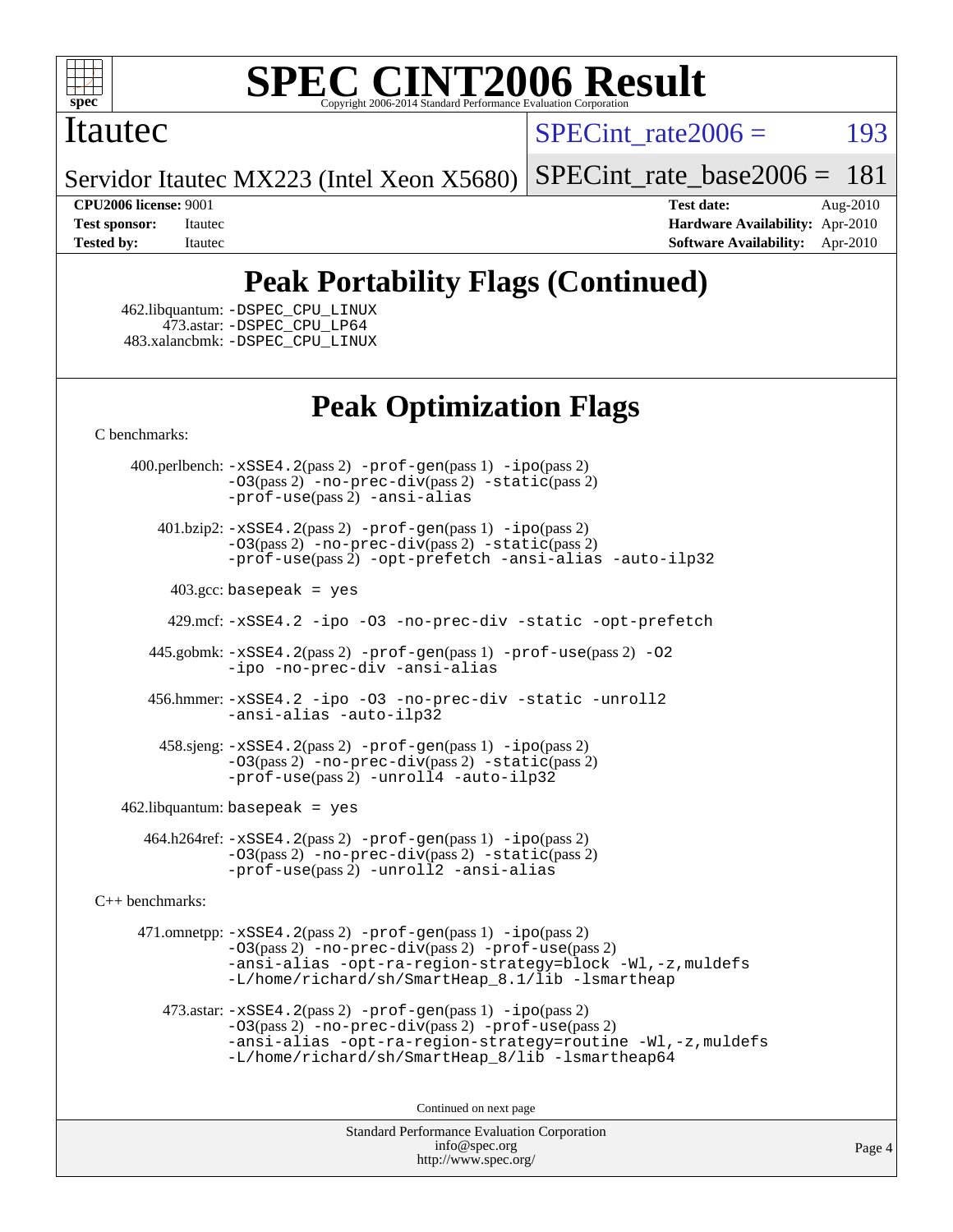# SPEC CINT2006 Result

Copyright 2006-2014 Standard Performance Evaluation Corporation

Itautec

Servidor Itautec MX223 (Intel Xeon X5680)

SPECint_rate2006 = 193

SPECint_rate_base2006 = 181

**CPU2006 license:** 9001
**Test sponsor:** Itautec
**Tested by:** Itautec

**Test date:** Aug-2010
**Hardware Availability:** Apr-2010
**Software Availability:** Apr-2010

## Peak Portability Flags (Continued)

462.libquantum: -DSPEC_CPU_LINUX
473.astar: -DSPEC_CPU_LP64
483.xalancbmk: -DSPEC_CPU_LINUX

## Peak Optimization Flags

C benchmarks:

400.perlbench: -xSSE4.2(pass 2) -prof-gen(pass 1) -ipo(pass 2) -O3(pass 2) -no-prec-div(pass 2) -static(pass 2) -prof-use(pass 2) -ansi-alias

401.bzip2: -xSSE4.2(pass 2) -prof-gen(pass 1) -ipo(pass 2) -O3(pass 2) -no-prec-div(pass 2) -static(pass 2) -prof-use(pass 2) -opt-prefetch -ansi-alias -auto-ilp32

403.gcc: basepeak = yes

429.mcf: -xSSE4.2 -ipo -O3 -no-prec-div -static -opt-prefetch

445.gobmk: -xSSE4.2(pass 2) -prof-gen(pass 1) -prof-use(pass 2) -O2 -ipo -no-prec-div -ansi-alias

456.hmmer: -xSSE4.2 -ipo -O3 -no-prec-div -static -unroll2 -ansi-alias -auto-ilp32

458.sjeng: -xSSE4.2(pass 2) -prof-gen(pass 1) -ipo(pass 2) -O3(pass 2) -no-prec-div(pass 2) -static(pass 2) -prof-use(pass 2) -unroll4 -auto-ilp32

462.libquantum: basepeak = yes

464.h264ref: -xSSE4.2(pass 2) -prof-gen(pass 1) -ipo(pass 2) -O3(pass 2) -no-prec-div(pass 2) -static(pass 2) -prof-use(pass 2) -unroll2 -ansi-alias

C++ benchmarks:

471.omnetpp: -xSSE4.2(pass 2) -prof-gen(pass 1) -ipo(pass 2) -O3(pass 2) -no-prec-div(pass 2) -prof-use(pass 2) -ansi-alias -opt-ra-region-strategy=block -Wl,-z,muldefs -L/home/richard/sh/SmartHeap_8.1/lib -lsmartheap

473.astar: -xSSE4.2(pass 2) -prof-gen(pass 1) -ipo(pass 2) -O3(pass 2) -no-prec-div(pass 2) -prof-use(pass 2) -ansi-alias -opt-ra-region-strategy=routine -Wl,-z,muldefs -L/home/richard/sh/SmartHeap_8/lib -lsmartheap64

Continued on next page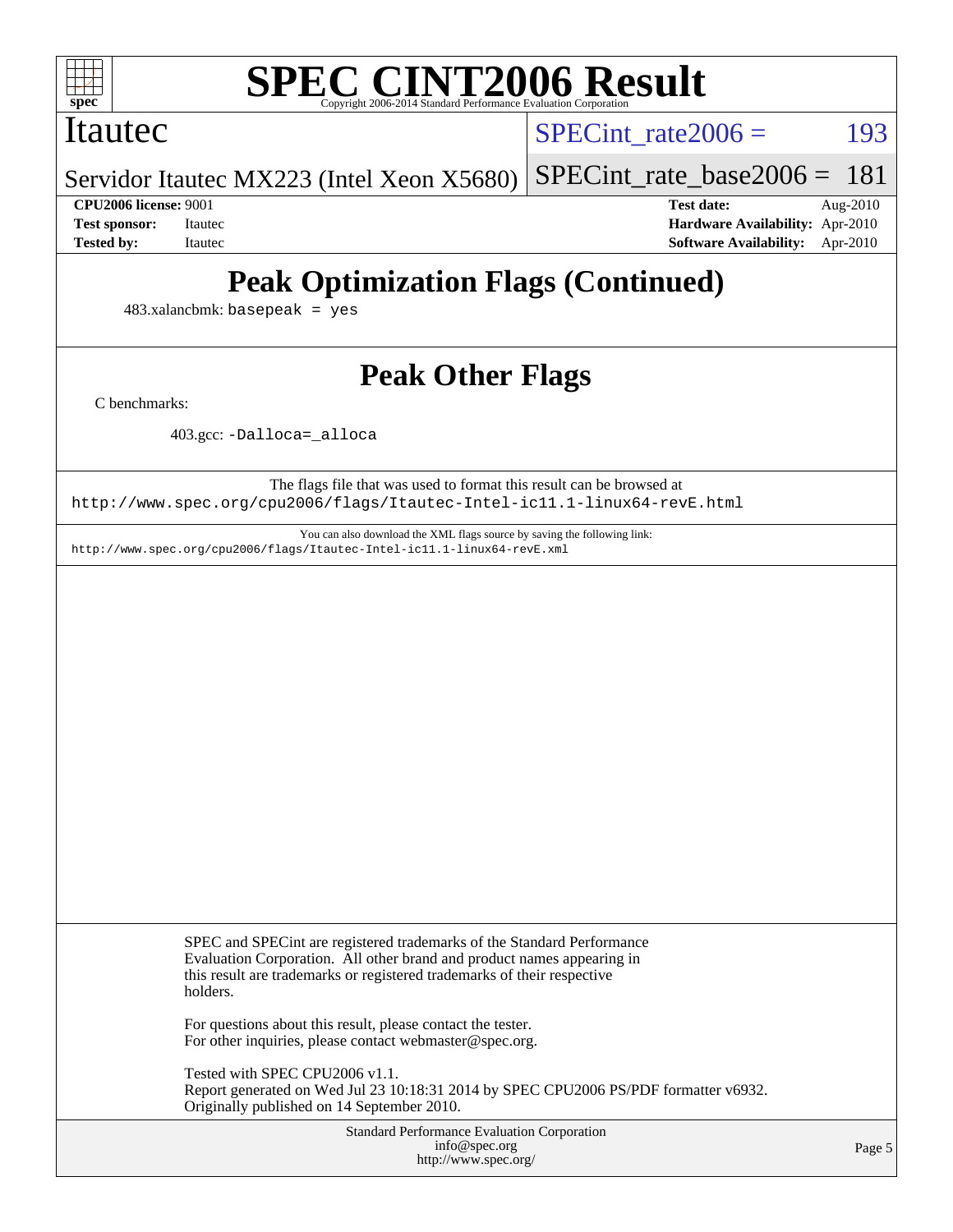# SPEC CINT2006 Result

Copyright 2006-2014 Standard Performance Evaluation Corporation

Itautec

Servidor Itautec MX223 (Intel Xeon X5680)

SPECint_rate2006 = 193

SPECint_rate_base2006 = 181

**CPU2006 license:** 9001
**Test sponsor:** Itautec
**Tested by:** Itautec

**Test date:** Aug-2010
**Hardware Availability:** Apr-2010
**Software Availability:** Apr-2010

## Peak Optimization Flags (Continued)

483.xalancbmk: basepeak = yes

## Peak Other Flags

C benchmarks:

403.gcc: -Dalloca=_alloca

The flags file that was used to format this result can be browsed at
http://www.spec.org/cpu2006/flags/Itautec-Intel-ic11.1-linux64-revE.html

You can also download the XML flags source by saving the following link:
http://www.spec.org/cpu2006/flags/Itautec-Intel-ic11.1-linux64-revE.xml

SPEC and SPECint are registered trademarks of the Standard Performance Evaluation Corporation. All other brand and product names appearing in this result are trademarks or registered trademarks of their respective holders.

For questions about this result, please contact the tester.
For other inquiries, please contact webmaster@spec.org.

Tested with SPEC CPU2006 v1.1.
Report generated on Wed Jul 23 10:18:31 2014 by SPEC CPU2006 PS/PDF formatter v6932.
Originally published on 14 September 2010.

Standard Performance Evaluation Corporation
info@spec.org
http://www.spec.org/